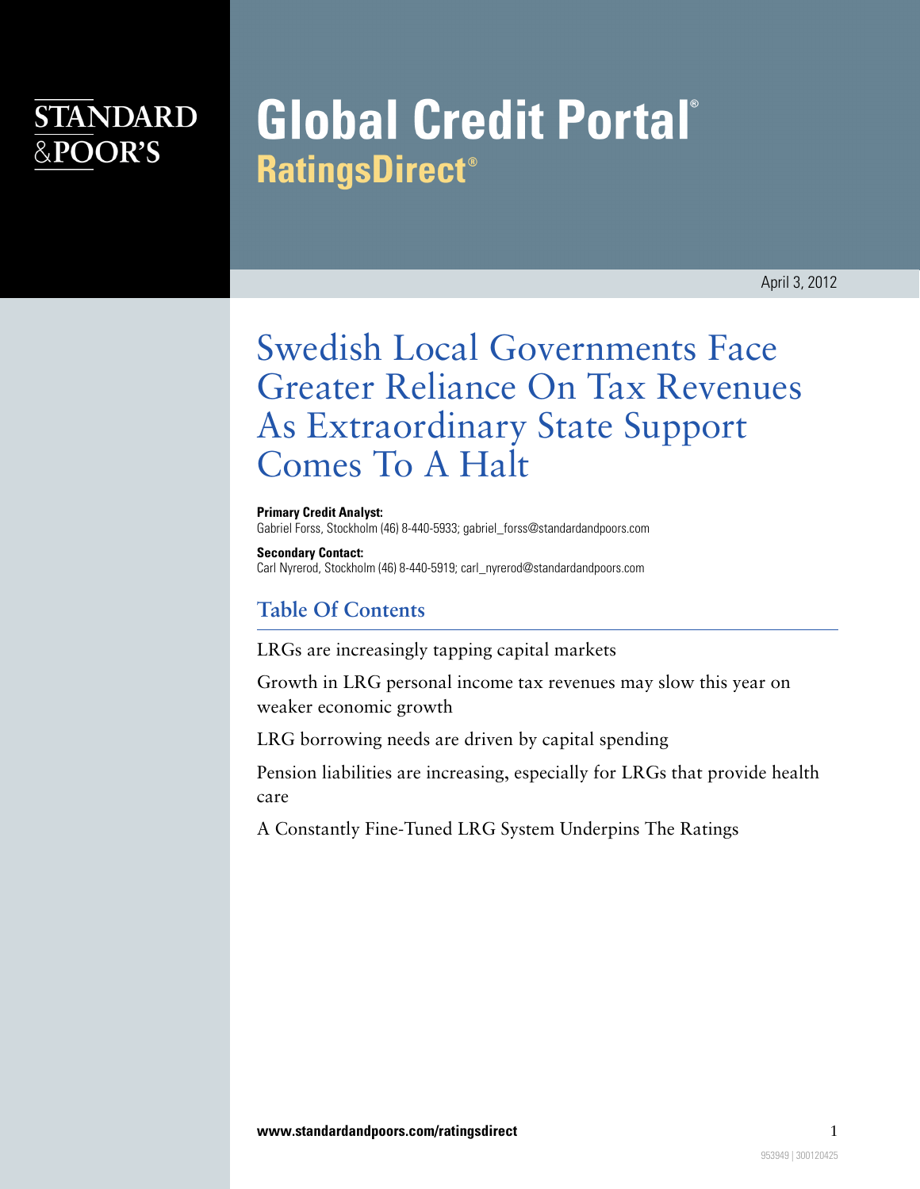STANDARD & POOR'S

# Global Credit Portal
## RatingsDirect®

April 3, 2012

# Swedish Local Governments Face Greater Reliance On Tax Revenues As Extraordinary State Support Comes To A Halt

**Primary Credit Analyst:**
Gabriel Forss, Stockholm (46) 8-440-5933; gabriel_forss@standardandpoors.com

**Secondary Contact:**
Carl Nyrerod, Stockholm (46) 8-440-5919; carl_nyrerod@standardandpoors.com

## Table Of Contents

LRGs are increasingly tapping capital markets

Growth in LRG personal income tax revenues may slow this year on weaker economic growth

LRG borrowing needs are driven by capital spending

Pension liabilities are increasing, especially for LRGs that provide health care

A Constantly Fine-Tuned LRG System Underpins The Ratings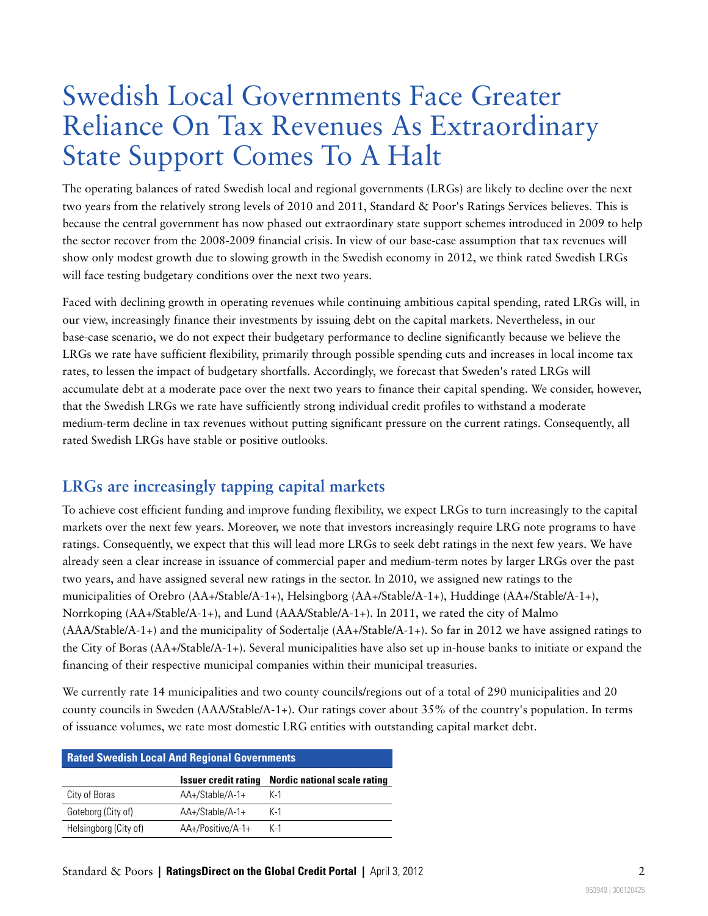# Swedish Local Governments Face Greater Reliance On Tax Revenues As Extraordinary State Support Comes To A Halt

The operating balances of rated Swedish local and regional governments (LRGs) are likely to decline over the next two years from the relatively strong levels of 2010 and 2011, Standard & Poor's Ratings Services believes. This is because the central government has now phased out extraordinary state support schemes introduced in 2009 to help the sector recover from the 2008-2009 financial crisis. In view of our base-case assumption that tax revenues will show only modest growth due to slowing growth in the Swedish economy in 2012, we think rated Swedish LRGs will face testing budgetary conditions over the next two years.

Faced with declining growth in operating revenues while continuing ambitious capital spending, rated LRGs will, in our view, increasingly finance their investments by issuing debt on the capital markets. Nevertheless, in our base-case scenario, we do not expect their budgetary performance to decline significantly because we believe the LRGs we rate have sufficient flexibility, primarily through possible spending cuts and increases in local income tax rates, to lessen the impact of budgetary shortfalls. Accordingly, we forecast that Sweden's rated LRGs will accumulate debt at a moderate pace over the next two years to finance their capital spending. We consider, however, that the Swedish LRGs we rate have sufficiently strong individual credit profiles to withstand a moderate medium-term decline in tax revenues without putting significant pressure on the current ratings. Consequently, all rated Swedish LRGs have stable or positive outlooks.

## LRGs are increasingly tapping capital markets

To achieve cost efficient funding and improve funding flexibility, we expect LRGs to turn increasingly to the capital markets over the next few years. Moreover, we note that investors increasingly require LRG note programs to have ratings. Consequently, we expect that this will lead more LRGs to seek debt ratings in the next few years. We have already seen a clear increase in issuance of commercial paper and medium-term notes by larger LRGs over the past two years, and have assigned several new ratings in the sector. In 2010, we assigned new ratings to the municipalities of Orebro (AA+/Stable/A-1+), Helsingborg (AA+/Stable/A-1+), Huddinge (AA+/Stable/A-1+), Norrkoping (AA+/Stable/A-1+), and Lund (AAA/Stable/A-1+). In 2011, we rated the city of Malmo (AAA/Stable/A-1+) and the municipality of Sodertalje (AA+/Stable/A-1+). So far in 2012 we have assigned ratings to the City of Boras (AA+/Stable/A-1+). Several municipalities have also set up in-house banks to initiate or expand the financing of their respective municipal companies within their municipal treasuries.

We currently rate 14 municipalities and two county councils/regions out of a total of 290 municipalities and 20 county councils in Sweden (AAA/Stable/A-1+). Our ratings cover about 35% of the country's population. In terms of issuance volumes, we rate most domestic LRG entities with outstanding capital market debt.

**Rated Swedish Local And Regional Governments**

| | Issuer credit rating | Nordic national scale rating |
|---|---|---|
| City of Boras | AA+/Stable/A-1+ | K-1 |
| Goteborg (City of) | AA+/Stable/A-1+ | K-1 |
| Helsingborg (City of) | AA+/Positive/A-1+ | K-1 |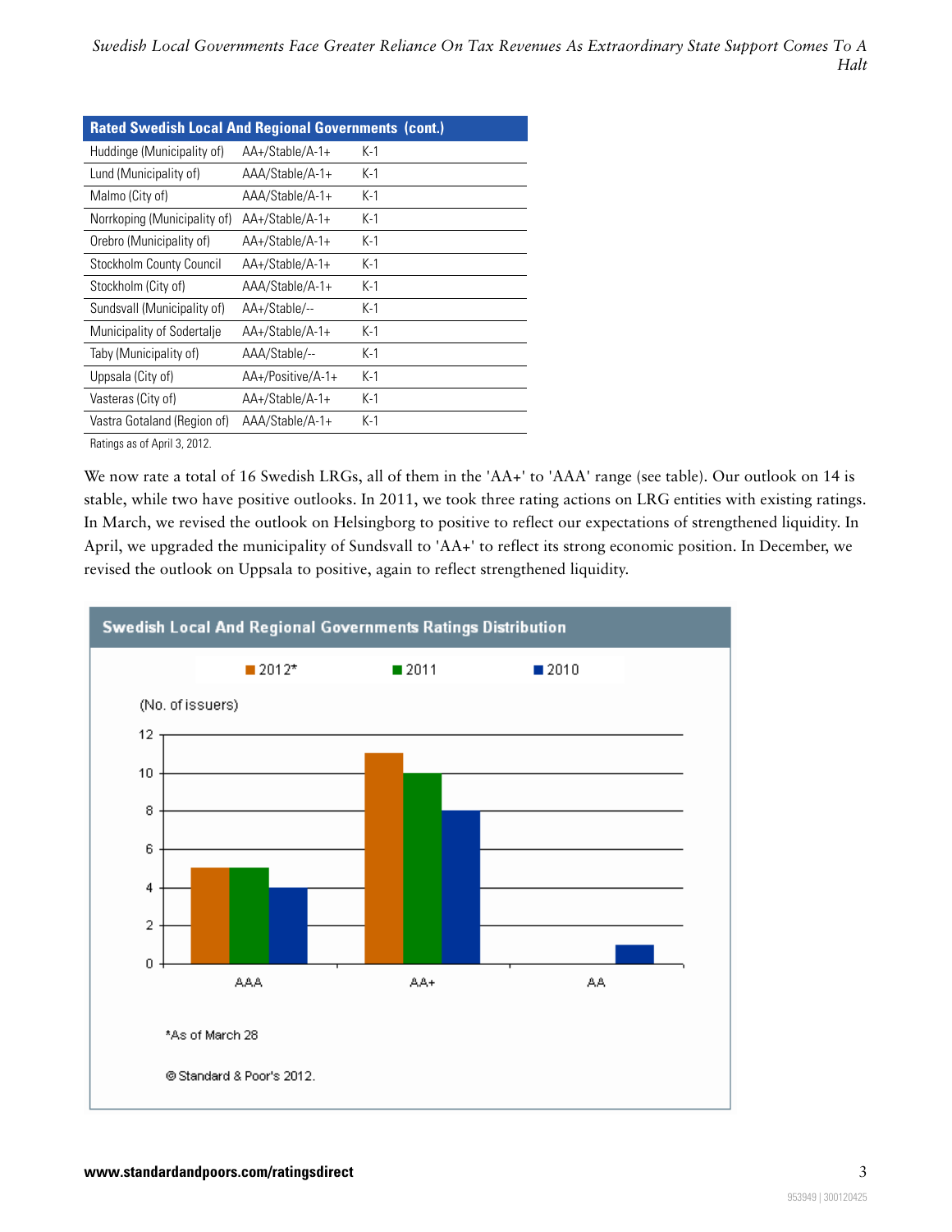| Rated Swedish Local And Regional Governments (cont.) | | |
|---|---|---|
| Huddinge (Municipality of) | AA+/Stable/A-1+ | K-1 |
| Lund (Municipality of) | AAA/Stable/A-1+ | K-1 |
| Malmo (City of) | AAA/Stable/A-1+ | K-1 |
| Norrkoping (Municipality of) | AA+/Stable/A-1+ | K-1 |
| Orebro (Municipality of) | AA+/Stable/A-1+ | K-1 |
| Stockholm County Council | AA+/Stable/A-1+ | K-1 |
| Stockholm (City of) | AAA/Stable/A-1+ | K-1 |
| Sundsvall (Municipality of) | AA+/Stable/-- | K-1 |
| Municipality of Sodertalje | AA+/Stable/A-1+ | K-1 |
| Taby (Municipality of) | AAA/Stable/-- | K-1 |
| Uppsala (City of) | AA+/Positive/A-1+ | K-1 |
| Vasteras (City of) | AA+/Stable/A-1+ | K-1 |
| Vastra Gotaland (Region of) | AAA/Stable/A-1+ | K-1 |

Ratings as of April 3, 2012.

We now rate a total of 16 Swedish LRGs, all of them in the 'AA+' to 'AAA' range (see table). Our outlook on 14 is stable, while two have positive outlooks. In 2011, we took three rating actions on LRG entities with existing ratings. In March, we revised the outlook on Helsingborg to positive to reflect our expectations of strengthened liquidity. In April, we upgraded the municipality of Sundsvall to 'AA+' to reflect its strong economic position. In December, we revised the outlook on Uppsala to positive, again to reflect strengthened liquidity.

**Swedish Local And Regional Governments Ratings Distribution**

(No. of issuers)

| Rating | 2012* | 2011 | 2010 |
|---|---|---|---|
| AAA | 5 | 5 | 4 |
| AA+ | 11 | 10 | 8 |
| AA | 0 | 0 | 1 |

*As of March 28

© Standard & Poor's 2012.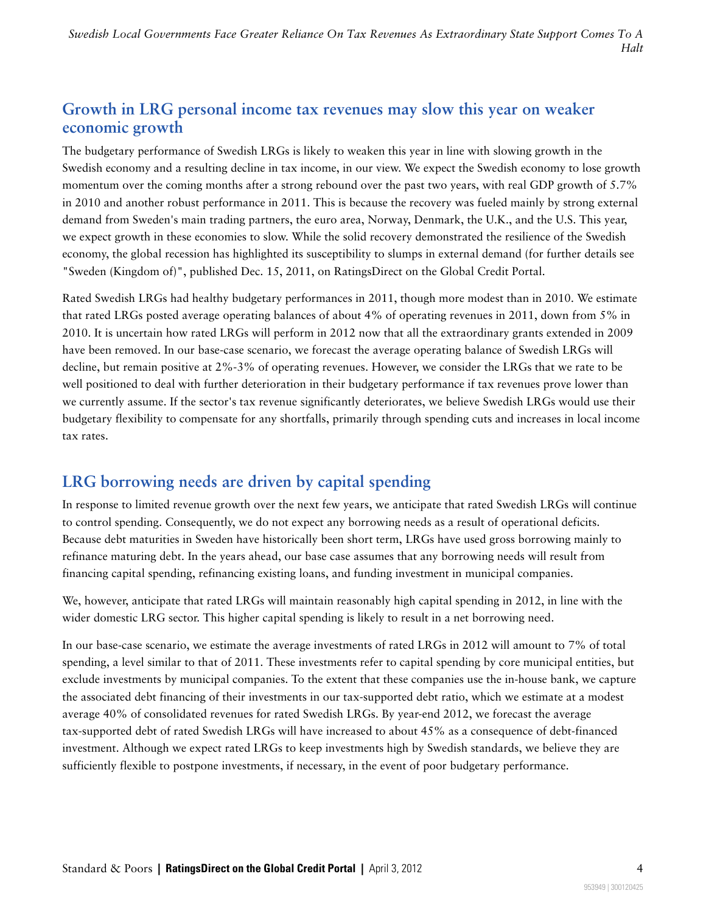## Growth in LRG personal income tax revenues may slow this year on weaker economic growth

The budgetary performance of Swedish LRGs is likely to weaken this year in line with slowing growth in the Swedish economy and a resulting decline in tax income, in our view. We expect the Swedish economy to lose growth momentum over the coming months after a strong rebound over the past two years, with real GDP growth of 5.7% in 2010 and another robust performance in 2011. This is because the recovery was fueled mainly by strong external demand from Sweden's main trading partners, the euro area, Norway, Denmark, the U.K., and the U.S. This year, we expect growth in these economies to slow. While the solid recovery demonstrated the resilience of the Swedish economy, the global recession has highlighted its susceptibility to slumps in external demand (for further details see "Sweden (Kingdom of)", published Dec. 15, 2011, on RatingsDirect on the Global Credit Portal.

Rated Swedish LRGs had healthy budgetary performances in 2011, though more modest than in 2010. We estimate that rated LRGs posted average operating balances of about 4% of operating revenues in 2011, down from 5% in 2010. It is uncertain how rated LRGs will perform in 2012 now that all the extraordinary grants extended in 2009 have been removed. In our base-case scenario, we forecast the average operating balance of Swedish LRGs will decline, but remain positive at 2%-3% of operating revenues. However, we consider the LRGs that we rate to be well positioned to deal with further deterioration in their budgetary performance if tax revenues prove lower than we currently assume. If the sector's tax revenue significantly deteriorates, we believe Swedish LRGs would use their budgetary flexibility to compensate for any shortfalls, primarily through spending cuts and increases in local income tax rates.

## LRG borrowing needs are driven by capital spending

In response to limited revenue growth over the next few years, we anticipate that rated Swedish LRGs will continue to control spending. Consequently, we do not expect any borrowing needs as a result of operational deficits. Because debt maturities in Sweden have historically been short term, LRGs have used gross borrowing mainly to refinance maturing debt. In the years ahead, our base case assumes that any borrowing needs will result from financing capital spending, refinancing existing loans, and funding investment in municipal companies.

We, however, anticipate that rated LRGs will maintain reasonably high capital spending in 2012, in line with the wider domestic LRG sector. This higher capital spending is likely to result in a net borrowing need.

In our base-case scenario, we estimate the average investments of rated LRGs in 2012 will amount to 7% of total spending, a level similar to that of 2011. These investments refer to capital spending by core municipal entities, but exclude investments by municipal companies. To the extent that these companies use the in-house bank, we capture the associated debt financing of their investments in our tax-supported debt ratio, which we estimate at a modest average 40% of consolidated revenues for rated Swedish LRGs. By year-end 2012, we forecast the average tax-supported debt of rated Swedish LRGs will have increased to about 45% as a consequence of debt-financed investment. Although we expect rated LRGs to keep investments high by Swedish standards, we believe they are sufficiently flexible to postpone investments, if necessary, in the event of poor budgetary performance.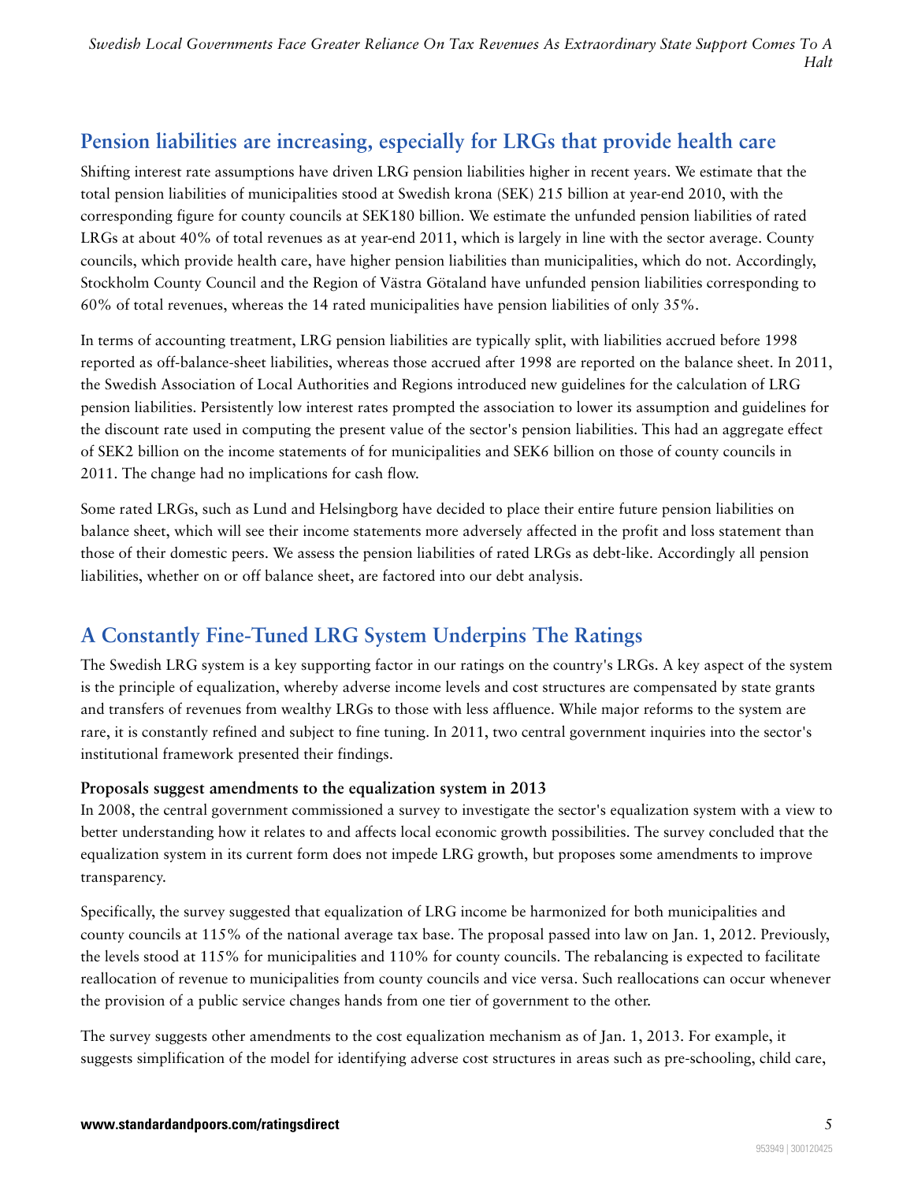## Pension liabilities are increasing, especially for LRGs that provide health care

Shifting interest rate assumptions have driven LRG pension liabilities higher in recent years. We estimate that the total pension liabilities of municipalities stood at Swedish krona (SEK) 215 billion at year-end 2010, with the corresponding figure for county councils at SEK180 billion. We estimate the unfunded pension liabilities of rated LRGs at about 40% of total revenues as at year-end 2011, which is largely in line with the sector average. County councils, which provide health care, have higher pension liabilities than municipalities, which do not. Accordingly, Stockholm County Council and the Region of Västra Götaland have unfunded pension liabilities corresponding to 60% of total revenues, whereas the 14 rated municipalities have pension liabilities of only 35%.

In terms of accounting treatment, LRG pension liabilities are typically split, with liabilities accrued before 1998 reported as off-balance-sheet liabilities, whereas those accrued after 1998 are reported on the balance sheet. In 2011, the Swedish Association of Local Authorities and Regions introduced new guidelines for the calculation of LRG pension liabilities. Persistently low interest rates prompted the association to lower its assumption and guidelines for the discount rate used in computing the present value of the sector's pension liabilities. This had an aggregate effect of SEK2 billion on the income statements of for municipalities and SEK6 billion on those of county councils in 2011. The change had no implications for cash flow.

Some rated LRGs, such as Lund and Helsingborg have decided to place their entire future pension liabilities on balance sheet, which will see their income statements more adversely affected in the profit and loss statement than those of their domestic peers. We assess the pension liabilities of rated LRGs as debt-like. Accordingly all pension liabilities, whether on or off balance sheet, are factored into our debt analysis.

## A Constantly Fine-Tuned LRG System Underpins The Ratings

The Swedish LRG system is a key supporting factor in our ratings on the country's LRGs. A key aspect of the system is the principle of equalization, whereby adverse income levels and cost structures are compensated by state grants and transfers of revenues from wealthy LRGs to those with less affluence. While major reforms to the system are rare, it is constantly refined and subject to fine tuning. In 2011, two central government inquiries into the sector's institutional framework presented their findings.

### Proposals suggest amendments to the equalization system in 2013

In 2008, the central government commissioned a survey to investigate the sector's equalization system with a view to better understanding how it relates to and affects local economic growth possibilities. The survey concluded that the equalization system in its current form does not impede LRG growth, but proposes some amendments to improve transparency.

Specifically, the survey suggested that equalization of LRG income be harmonized for both municipalities and county councils at 115% of the national average tax base. The proposal passed into law on Jan. 1, 2012. Previously, the levels stood at 115% for municipalities and 110% for county councils. The rebalancing is expected to facilitate reallocation of revenue to municipalities from county councils and vice versa. Such reallocations can occur whenever the provision of a public service changes hands from one tier of government to the other.

The survey suggests other amendments to the cost equalization mechanism as of Jan. 1, 2013. For example, it suggests simplification of the model for identifying adverse cost structures in areas such as pre-schooling, child care,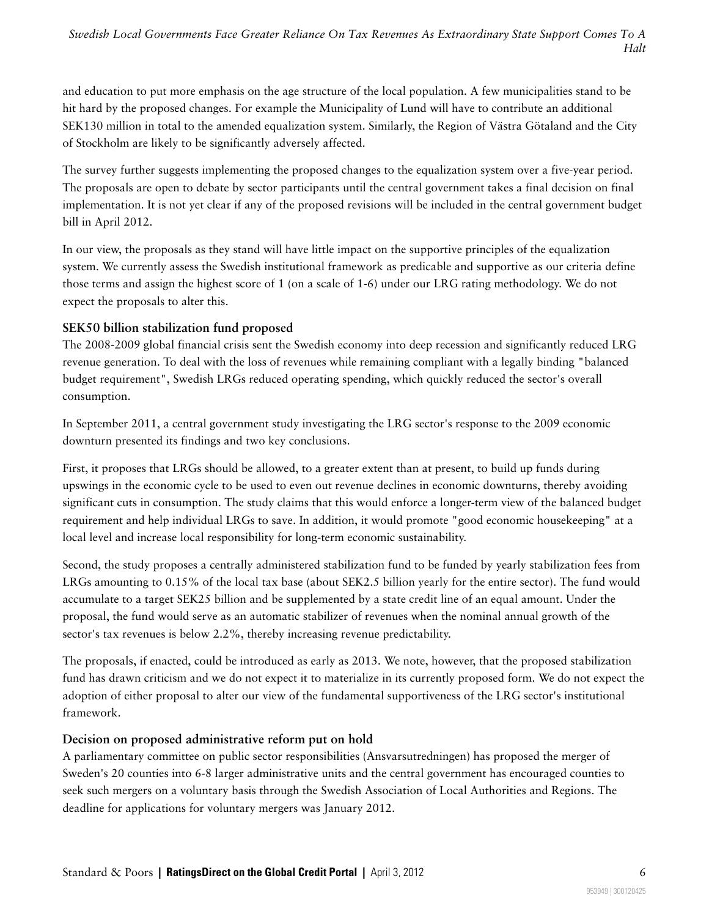and education to put more emphasis on the age structure of the local population. A few municipalities stand to be hit hard by the proposed changes. For example the Municipality of Lund will have to contribute an additional SEK130 million in total to the amended equalization system. Similarly, the Region of Västra Götaland and the City of Stockholm are likely to be significantly adversely affected.

The survey further suggests implementing the proposed changes to the equalization system over a five-year period. The proposals are open to debate by sector participants until the central government takes a final decision on final implementation. It is not yet clear if any of the proposed revisions will be included in the central government budget bill in April 2012.

In our view, the proposals as they stand will have little impact on the supportive principles of the equalization system. We currently assess the Swedish institutional framework as predicable and supportive as our criteria define those terms and assign the highest score of 1 (on a scale of 1-6) under our LRG rating methodology. We do not expect the proposals to alter this.

### SEK50 billion stabilization fund proposed

The 2008-2009 global financial crisis sent the Swedish economy into deep recession and significantly reduced LRG revenue generation. To deal with the loss of revenues while remaining compliant with a legally binding "balanced budget requirement", Swedish LRGs reduced operating spending, which quickly reduced the sector's overall consumption.

In September 2011, a central government study investigating the LRG sector's response to the 2009 economic downturn presented its findings and two key conclusions.

First, it proposes that LRGs should be allowed, to a greater extent than at present, to build up funds during upswings in the economic cycle to be used to even out revenue declines in economic downturns, thereby avoiding significant cuts in consumption. The study claims that this would enforce a longer-term view of the balanced budget requirement and help individual LRGs to save. In addition, it would promote "good economic housekeeping" at a local level and increase local responsibility for long-term economic sustainability.

Second, the study proposes a centrally administered stabilization fund to be funded by yearly stabilization fees from LRGs amounting to 0.15% of the local tax base (about SEK2.5 billion yearly for the entire sector). The fund would accumulate to a target SEK25 billion and be supplemented by a state credit line of an equal amount. Under the proposal, the fund would serve as an automatic stabilizer of revenues when the nominal annual growth of the sector's tax revenues is below 2.2%, thereby increasing revenue predictability.

The proposals, if enacted, could be introduced as early as 2013. We note, however, that the proposed stabilization fund has drawn criticism and we do not expect it to materialize in its currently proposed form. We do not expect the adoption of either proposal to alter our view of the fundamental supportiveness of the LRG sector's institutional framework.

### Decision on proposed administrative reform put on hold

A parliamentary committee on public sector responsibilities (Ansvarsutredningen) has proposed the merger of Sweden's 20 counties into 6-8 larger administrative units and the central government has encouraged counties to seek such mergers on a voluntary basis through the Swedish Association of Local Authorities and Regions. The deadline for applications for voluntary mergers was January 2012.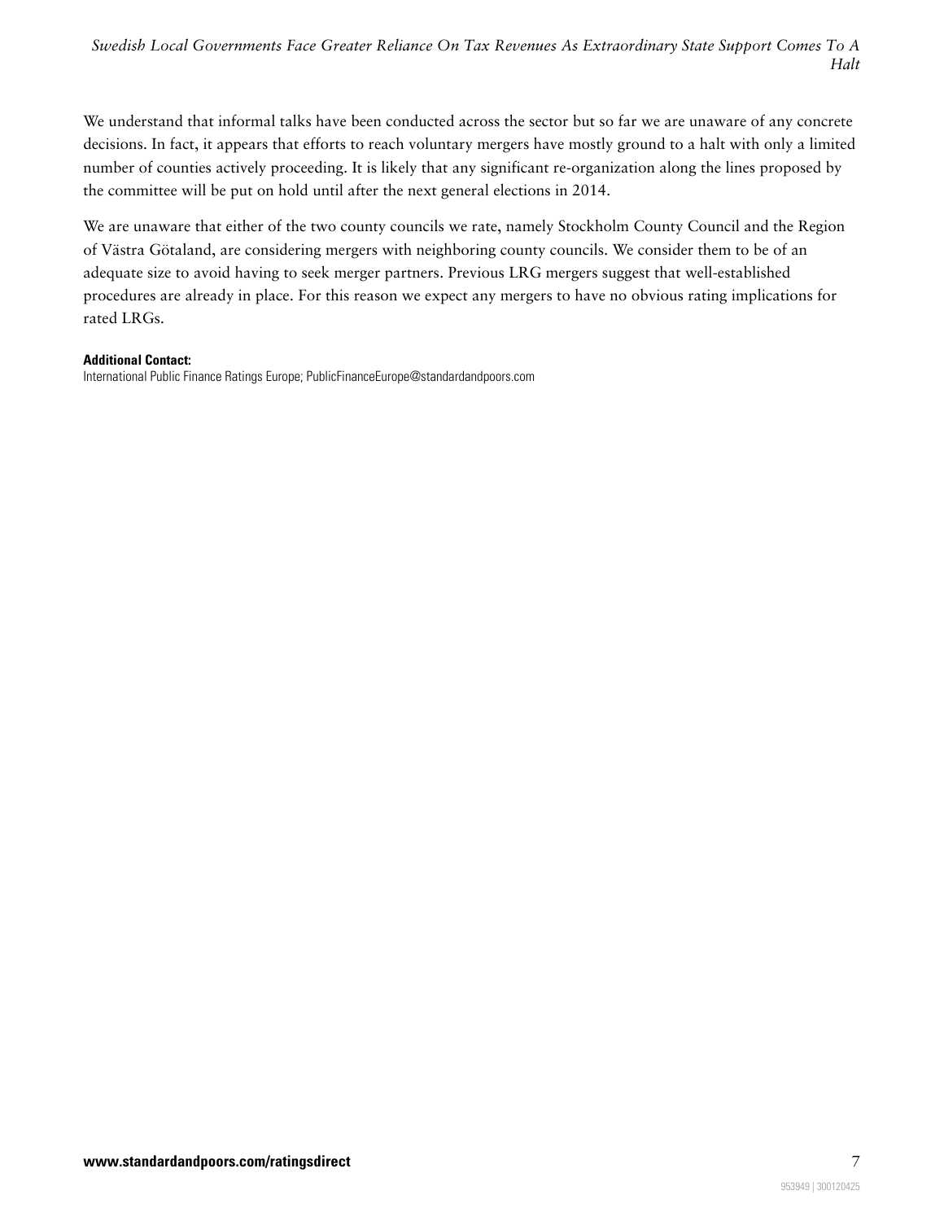We understand that informal talks have been conducted across the sector but so far we are unaware of any concrete decisions. In fact, it appears that efforts to reach voluntary mergers have mostly ground to a halt with only a limited number of counties actively proceeding. It is likely that any significant re-organization along the lines proposed by the committee will be put on hold until after the next general elections in 2014.

We are unaware that either of the two county councils we rate, namely Stockholm County Council and the Region of Västra Götaland, are considering mergers with neighboring county councils. We consider them to be of an adequate size to avoid having to seek merger partners. Previous LRG mergers suggest that well-established procedures are already in place. For this reason we expect any mergers to have no obvious rating implications for rated LRGs.

**Additional Contact:**
International Public Finance Ratings Europe; PublicFinanceEurope@standardandpoors.com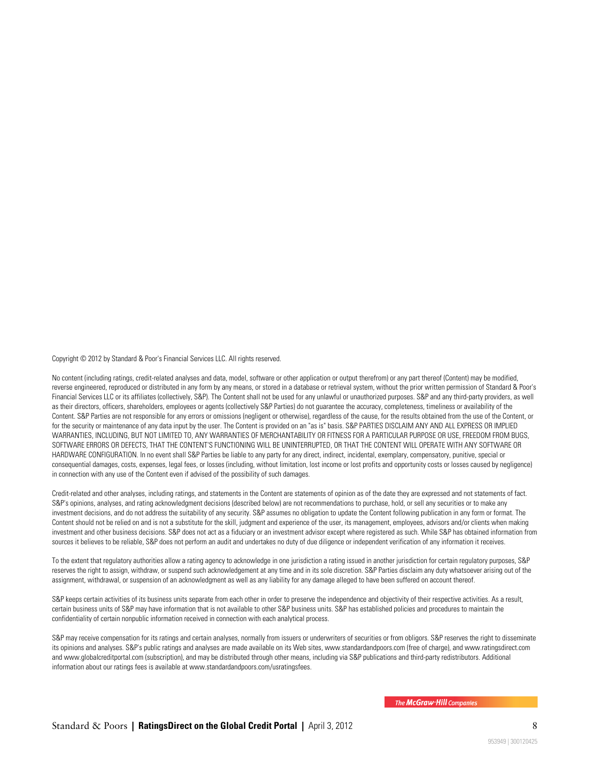Copyright © 2012 by Standard & Poor's Financial Services LLC. All rights reserved.

No content (including ratings, credit-related analyses and data, model, software or other application or output therefrom) or any part thereof (Content) may be modified, reverse engineered, reproduced or distributed in any form by any means, or stored in a database or retrieval system, without the prior written permission of Standard & Poor's Financial Services LLC or its affiliates (collectively, S&P). The Content shall not be used for any unlawful or unauthorized purposes. S&P and any third-party providers, as well as their directors, officers, shareholders, employees or agents (collectively S&P Parties) do not guarantee the accuracy, completeness, timeliness or availability of the Content. S&P Parties are not responsible for any errors or omissions (negligent or otherwise), regardless of the cause, for the results obtained from the use of the Content, or for the security or maintenance of any data input by the user. The Content is provided on an "as is" basis. S&P PARTIES DISCLAIM ANY AND ALL EXPRESS OR IMPLIED WARRANTIES, INCLUDING, BUT NOT LIMITED TO, ANY WARRANTIES OF MERCHANTABILITY OR FITNESS FOR A PARTICULAR PURPOSE OR USE, FREEDOM FROM BUGS, SOFTWARE ERRORS OR DEFECTS, THAT THE CONTENT'S FUNCTIONING WILL BE UNINTERRUPTED, OR THAT THE CONTENT WILL OPERATE WITH ANY SOFTWARE OR HARDWARE CONFIGURATION. In no event shall S&P Parties be liable to any party for any direct, indirect, incidental, exemplary, compensatory, punitive, special or consequential damages, costs, expenses, legal fees, or losses (including, without limitation, lost income or lost profits and opportunity costs or losses caused by negligence) in connection with any use of the Content even if advised of the possibility of such damages.

Credit-related and other analyses, including ratings, and statements in the Content are statements of opinion as of the date they are expressed and not statements of fact. S&P's opinions, analyses, and rating acknowledgment decisions (described below) are not recommendations to purchase, hold, or sell any securities or to make any investment decisions, and do not address the suitability of any security. S&P assumes no obligation to update the Content following publication in any form or format. The Content should not be relied on and is not a substitute for the skill, judgment and experience of the user, its management, employees, advisors and/or clients when making investment and other business decisions. S&P does not act as a fiduciary or an investment advisor except where registered as such. While S&P has obtained information from sources it believes to be reliable, S&P does not perform an audit and undertakes no duty of due diligence or independent verification of any information it receives.

To the extent that regulatory authorities allow a rating agency to acknowledge in one jurisdiction a rating issued in another jurisdiction for certain regulatory purposes, S&P reserves the right to assign, withdraw, or suspend such acknowledgement at any time and in its sole discretion. S&P Parties disclaim any duty whatsoever arising out of the assignment, withdrawal, or suspension of an acknowledgment as well as any liability for any damage alleged to have been suffered on account thereof.

S&P keeps certain activities of its business units separate from each other in order to preserve the independence and objectivity of their respective activities. As a result, certain business units of S&P may have information that is not available to other S&P business units. S&P has established policies and procedures to maintain the confidentiality of certain nonpublic information received in connection with each analytical process.

S&P may receive compensation for its ratings and certain analyses, normally from issuers or underwriters of securities or from obligors. S&P reserves the right to disseminate its opinions and analyses. S&P's public ratings and analyses are made available on its Web sites, www.standardandpoors.com (free of charge), and www.ratingsdirect.com and www.globalcreditportal.com (subscription), and may be distributed through other means, including via S&P publications and third-party redistributors. Additional information about our ratings fees is available at www.standardandpoors.com/usratingsfees.

The McGraw-Hill Companies